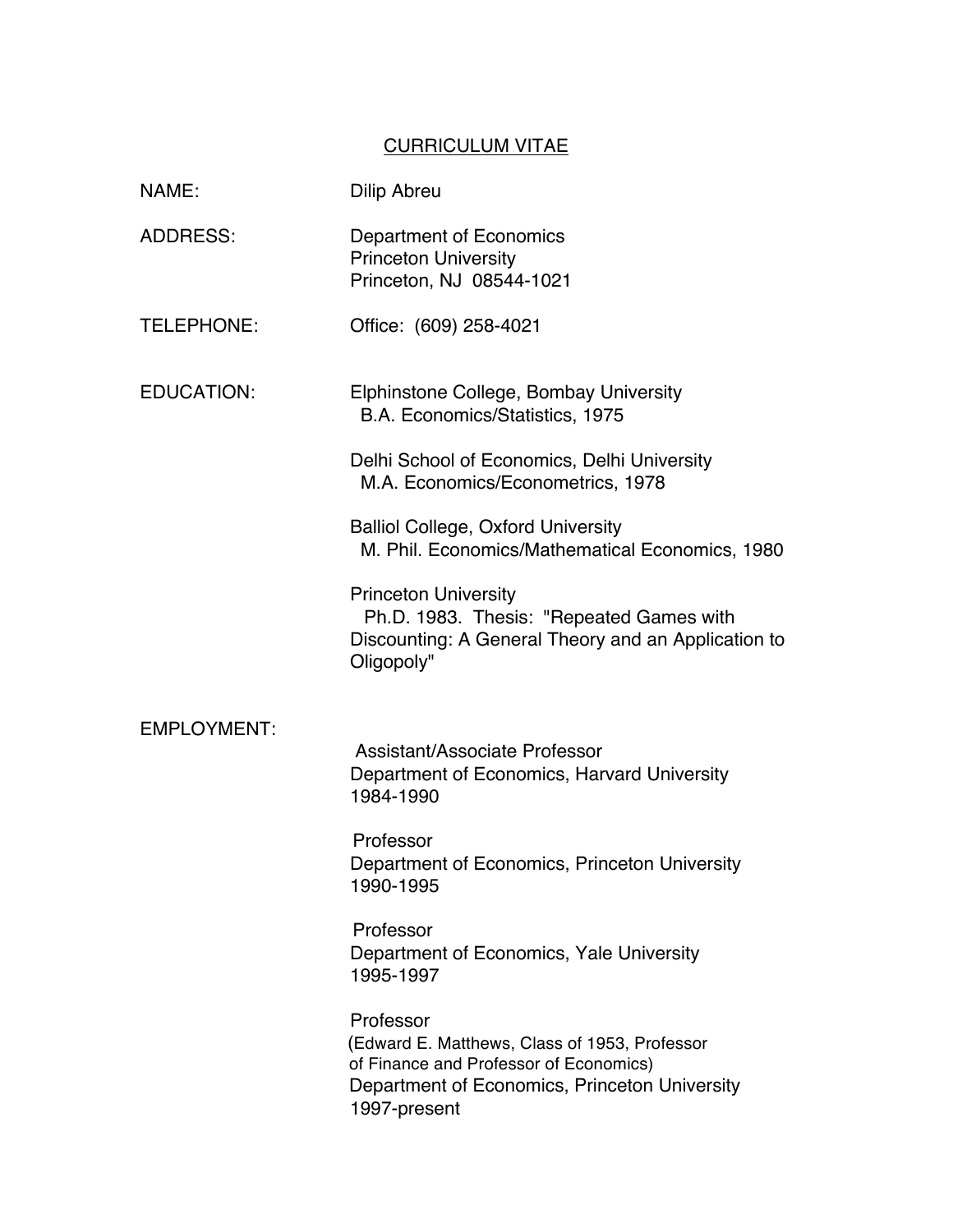# CURRICULUM VITAE

**NAME:** Dilip Abreu

**ADDRESS:** Department of Economics
Princeton University
Princeton, NJ 08544-1021

**TELEPHONE:** Office: (609) 258-4021

**EDUCATION:**

Elphinstone College, Bombay University
B.A. Economics/Statistics, 1975

Delhi School of Economics, Delhi University
M.A. Economics/Econometrics, 1978

Balliol College, Oxford University
M. Phil. Economics/Mathematical Economics, 1980

Princeton University
Ph.D. 1983. Thesis: "Repeated Games with Discounting: A General Theory and an Application to Oligopoly"

**EMPLOYMENT:**

Assistant/Associate Professor
Department of Economics, Harvard University
1984-1990

Professor
Department of Economics, Princeton University
1990-1995

Professor
Department of Economics, Yale University
1995-1997

Professor
(Edward E. Matthews, Class of 1953, Professor of Finance and Professor of Economics)
Department of Economics, Princeton University
1997-present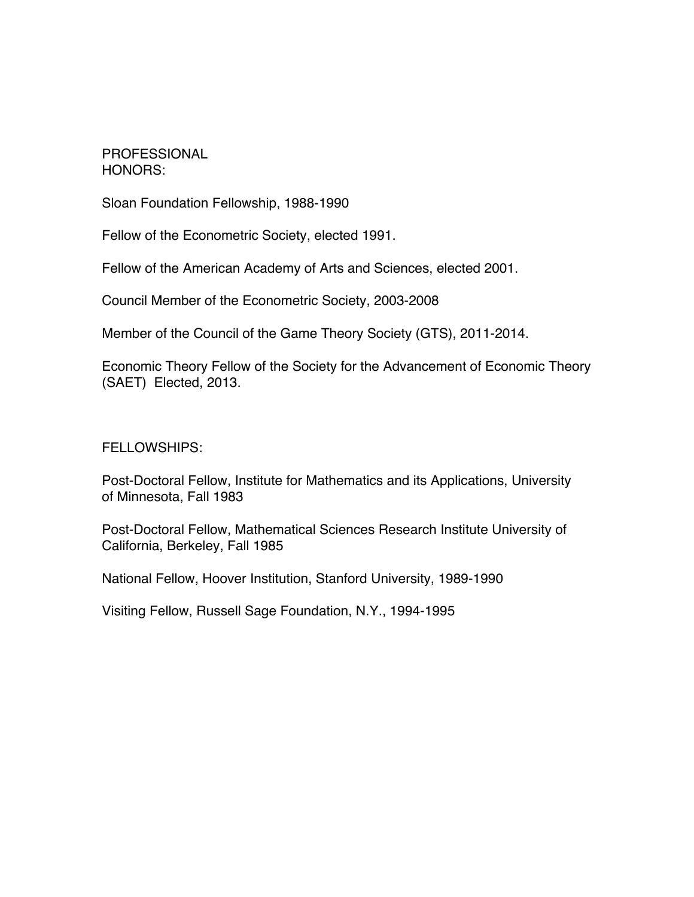## PROFESSIONAL HONORS:

Sloan Foundation Fellowship, 1988-1990

Fellow of the Econometric Society, elected 1991.

Fellow of the American Academy of Arts and Sciences, elected 2001.

Council Member of the Econometric Society, 2003-2008

Member of the Council of the Game Theory Society (GTS), 2011-2014.

Economic Theory Fellow of the Society for the Advancement of Economic Theory (SAET) Elected, 2013.

## FELLOWSHIPS:

Post-Doctoral Fellow, Institute for Mathematics and its Applications, University of Minnesota, Fall 1983

Post-Doctoral Fellow, Mathematical Sciences Research Institute University of California, Berkeley, Fall 1985

National Fellow, Hoover Institution, Stanford University, 1989-1990

Visiting Fellow, Russell Sage Foundation, N.Y., 1994-1995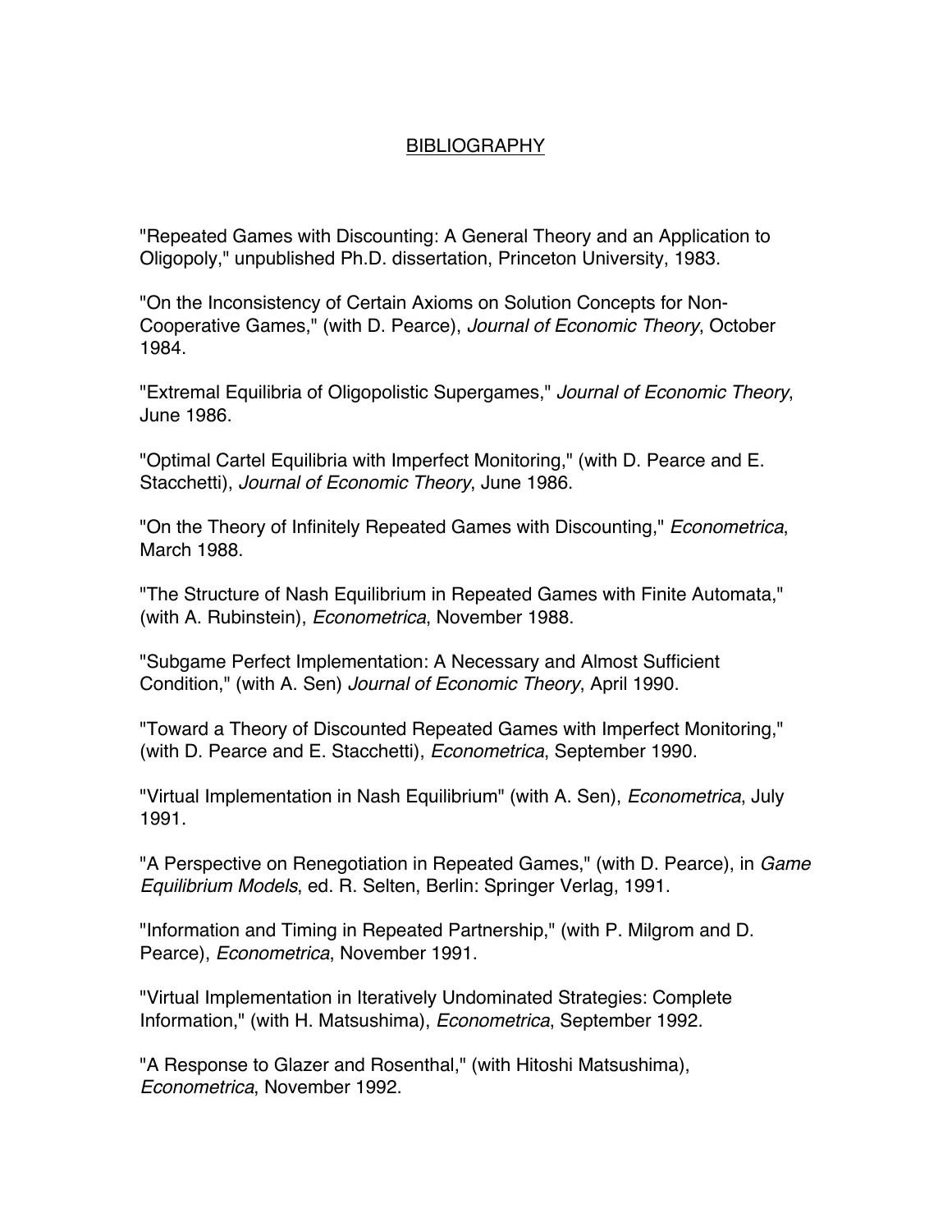## BIBLIOGRAPHY

"Repeated Games with Discounting: A General Theory and an Application to Oligopoly," unpublished Ph.D. dissertation, Princeton University, 1983.

"On the Inconsistency of Certain Axioms on Solution Concepts for Non-Cooperative Games," (with D. Pearce), *Journal of Economic Theory*, October 1984.

"Extremal Equilibria of Oligopolistic Supergames," *Journal of Economic Theory*, June 1986.

"Optimal Cartel Equilibria with Imperfect Monitoring," (with D. Pearce and E. Stacchetti), *Journal of Economic Theory*, June 1986.

"On the Theory of Infinitely Repeated Games with Discounting," *Econometrica*, March 1988.

"The Structure of Nash Equilibrium in Repeated Games with Finite Automata," (with A. Rubinstein), *Econometrica*, November 1988.

"Subgame Perfect Implementation: A Necessary and Almost Sufficient Condition," (with A. Sen) *Journal of Economic Theory*, April 1990.

"Toward a Theory of Discounted Repeated Games with Imperfect Monitoring," (with D. Pearce and E. Stacchetti), *Econometrica*, September 1990.

"Virtual Implementation in Nash Equilibrium" (with A. Sen), *Econometrica*, July 1991.

"A Perspective on Renegotiation in Repeated Games," (with D. Pearce), in *Game Equilibrium Models*, ed. R. Selten, Berlin: Springer Verlag, 1991.

"Information and Timing in Repeated Partnership," (with P. Milgrom and D. Pearce), *Econometrica*, November 1991.

"Virtual Implementation in Iteratively Undominated Strategies: Complete Information," (with H. Matsushima), *Econometrica*, September 1992.

"A Response to Glazer and Rosenthal," (with Hitoshi Matsushima), *Econometrica*, November 1992.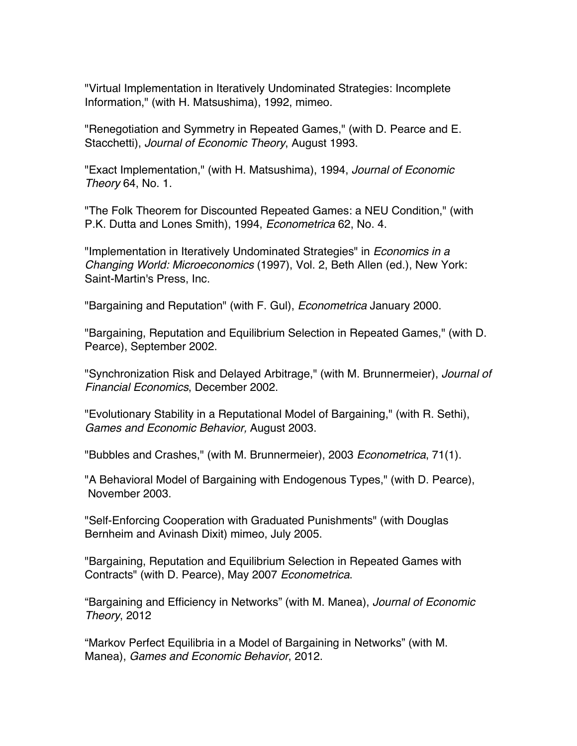"Virtual Implementation in Iteratively Undominated Strategies: Incomplete Information," (with H. Matsushima), 1992, mimeo.

"Renegotiation and Symmetry in Repeated Games," (with D. Pearce and E. Stacchetti), *Journal of Economic Theory*, August 1993.

"Exact Implementation," (with H. Matsushima), 1994, *Journal of Economic Theory* 64, No. 1.

"The Folk Theorem for Discounted Repeated Games: a NEU Condition," (with P.K. Dutta and Lones Smith), 1994, *Econometrica* 62, No. 4.

"Implementation in Iteratively Undominated Strategies" in *Economics in a Changing World: Microeconomics* (1997), Vol. 2, Beth Allen (ed.), New York: Saint-Martin's Press, Inc.

"Bargaining and Reputation" (with F. Gul), *Econometrica* January 2000.

"Bargaining, Reputation and Equilibrium Selection in Repeated Games," (with D. Pearce), September 2002.

"Synchronization Risk and Delayed Arbitrage," (with M. Brunnermeier), *Journal of Financial Economics*, December 2002.

"Evolutionary Stability in a Reputational Model of Bargaining," (with R. Sethi), *Games and Economic Behavior,* August 2003.

"Bubbles and Crashes," (with M. Brunnermeier), 2003 *Econometrica*, 71(1).

"A Behavioral Model of Bargaining with Endogenous Types," (with D. Pearce), November 2003.

"Self-Enforcing Cooperation with Graduated Punishments" (with Douglas Bernheim and Avinash Dixit) mimeo, July 2005.

"Bargaining, Reputation and Equilibrium Selection in Repeated Games with Contracts" (with D. Pearce), May 2007 *Econometrica*.

"Bargaining and Efficiency in Networks" (with M. Manea), *Journal of Economic Theory*, 2012

"Markov Perfect Equilibria in a Model of Bargaining in Networks" (with M. Manea), *Games and Economic Behavior*, 2012.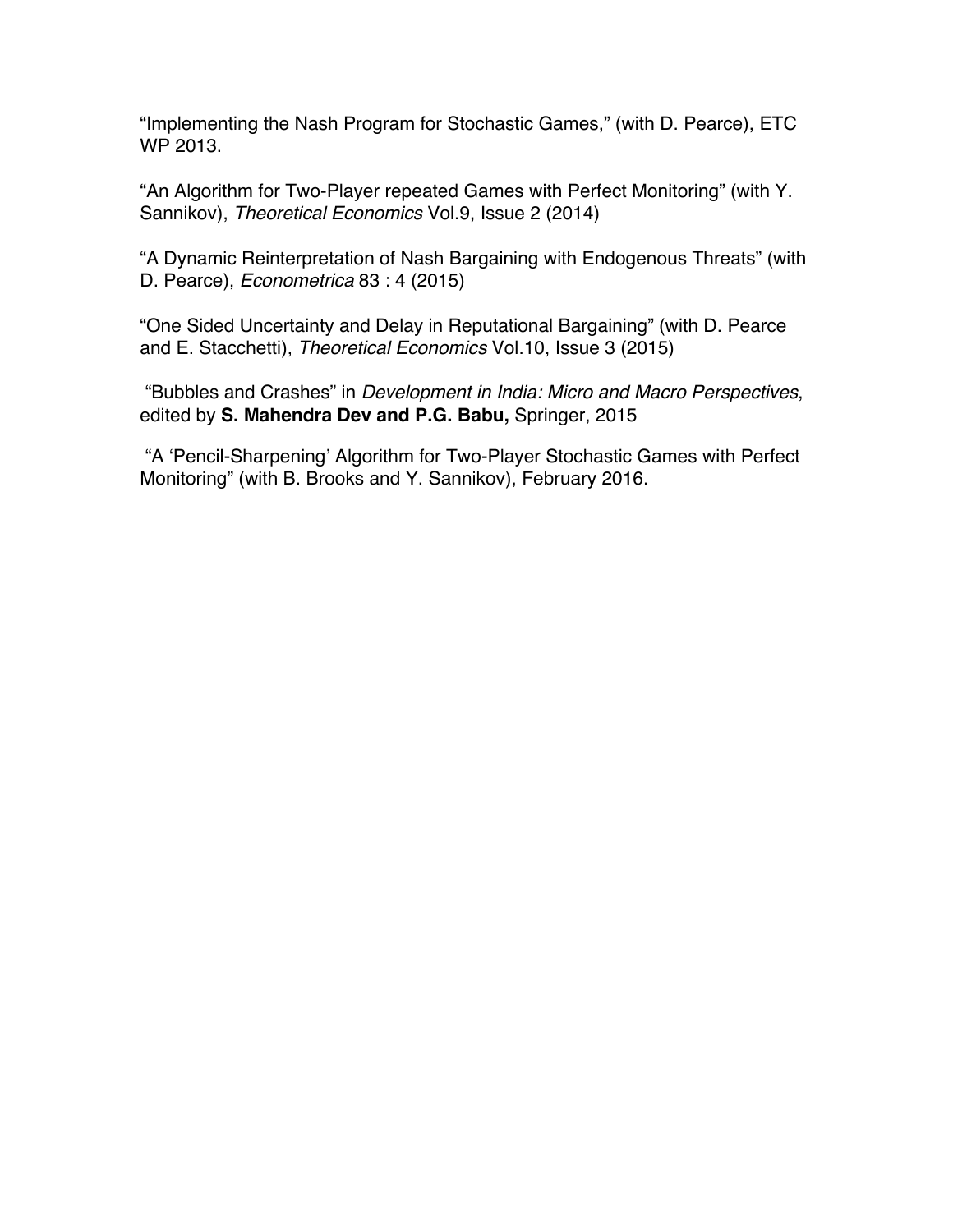“Implementing the Nash Program for Stochastic Games,” (with D. Pearce), ETC WP 2013.

“An Algorithm for Two-Player repeated Games with Perfect Monitoring” (with Y. Sannikov), *Theoretical Economics* Vol.9, Issue 2 (2014)

“A Dynamic Reinterpretation of Nash Bargaining with Endogenous Threats” (with D. Pearce), *Econometrica* 83 : 4 (2015)

“One Sided Uncertainty and Delay in Reputational Bargaining” (with D. Pearce and E. Stacchetti), *Theoretical Economics* Vol.10, Issue 3 (2015)

“Bubbles and Crashes” in *Development in India: Micro and Macro Perspectives*, edited by **S. Mahendra Dev and P.G. Babu,** Springer, 2015

“A ‘Pencil-Sharpening’ Algorithm for Two-Player Stochastic Games with Perfect Monitoring” (with B. Brooks and Y. Sannikov), February 2016.